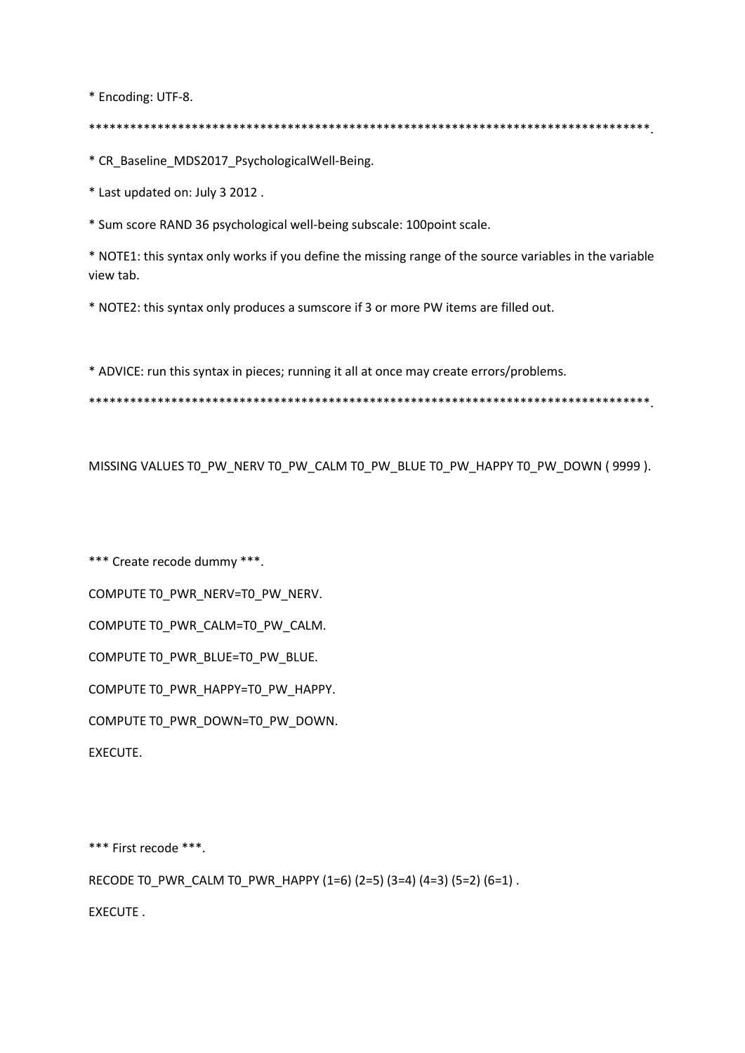```
* Encoding: UTF-8.

***********************************************************************************.

* CR_Baseline_MDS2017_PsychologicalWell-Being.

* Last updated on: July 3 2012 .

* Sum score RAND 36 psychological well-being subscale: 100point scale.

* NOTE1: this syntax only works if you define the missing range of the source variables in the variable view tab.

* NOTE2: this syntax only produces a sumscore if 3 or more PW items are filled out.


* ADVICE: run this syntax in pieces; running it all at once may create errors/problems.

***********************************************************************************.


MISSING VALUES T0_PW_NERV T0_PW_CALM T0_PW_BLUE T0_PW_HAPPY T0_PW_DOWN ( 9999 ).



*** Create recode dummy ***.

COMPUTE T0_PWR_NERV=T0_PW_NERV.

COMPUTE T0_PWR_CALM=T0_PW_CALM.

COMPUTE T0_PWR_BLUE=T0_PW_BLUE.

COMPUTE T0_PWR_HAPPY=T0_PW_HAPPY.

COMPUTE T0_PWR_DOWN=T0_PW_DOWN.

EXECUTE.



*** First recode ***.

RECODE T0_PWR_CALM T0_PWR_HAPPY (1=6) (2=5) (3=4) (4=3) (5=2) (6=1) .

EXECUTE .
```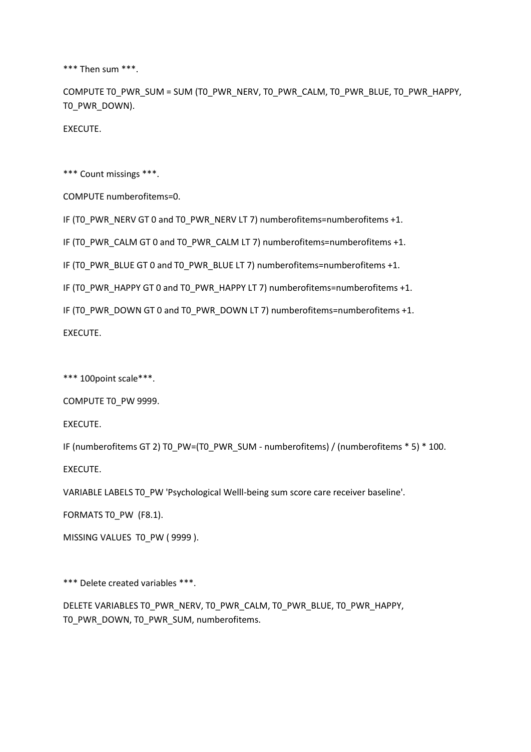```
*** Then sum ***.

COMPUTE T0_PWR_SUM = SUM (T0_PWR_NERV, T0_PWR_CALM, T0_PWR_BLUE, T0_PWR_HAPPY,
T0_PWR_DOWN).

EXECUTE.


*** Count missings ***.

COMPUTE numberofitems=0.

IF (T0_PWR_NERV GT 0 and T0_PWR_NERV LT 7) numberofitems=numberofitems +1.

IF (T0_PWR_CALM GT 0 and T0_PWR_CALM LT 7) numberofitems=numberofitems +1.

IF (T0_PWR_BLUE GT 0 and T0_PWR_BLUE LT 7) numberofitems=numberofitems +1.

IF (T0_PWR_HAPPY GT 0 and T0_PWR_HAPPY LT 7) numberofitems=numberofitems +1.

IF (T0_PWR_DOWN GT 0 and T0_PWR_DOWN LT 7) numberofitems=numberofitems +1.

EXECUTE.


*** 100point scale***.

COMPUTE T0_PW 9999.

EXECUTE.

IF (numberofitems GT 2) T0_PW=(T0_PWR_SUM - numberofitems) / (numberofitems * 5) * 100.

EXECUTE.

VARIABLE LABELS T0_PW 'Psychological Welll-being sum score care receiver baseline'.

FORMATS T0_PW  (F8.1).

MISSING VALUES  T0_PW ( 9999 ).


*** Delete created variables ***.

DELETE VARIABLES T0_PWR_NERV, T0_PWR_CALM, T0_PWR_BLUE, T0_PWR_HAPPY,
T0_PWR_DOWN, T0_PWR_SUM, numberofitems.
```